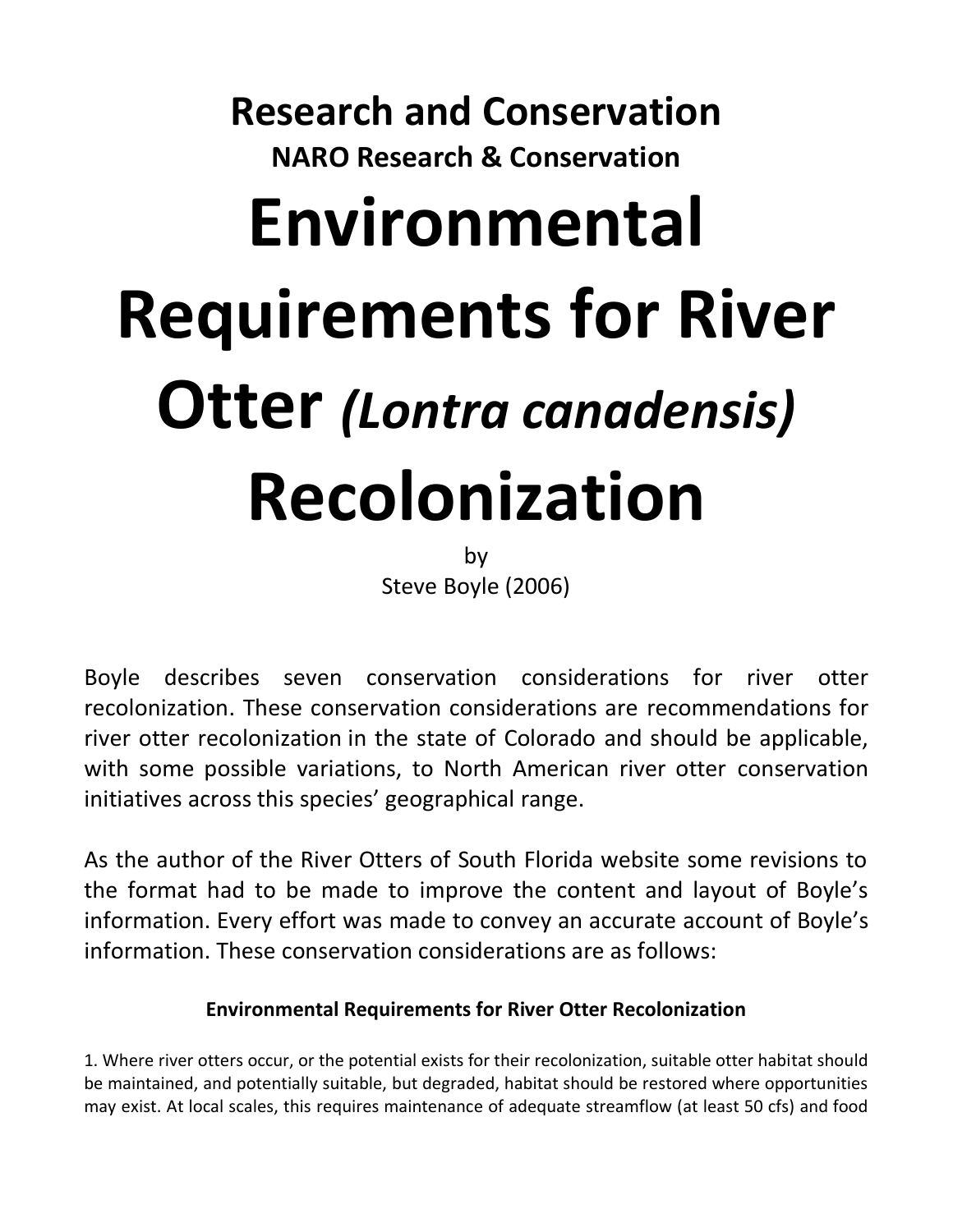## Research and Conservation

### NARO Research & Conservation

# Environmental Requirements for River Otter *(Lontra canadensis)* Recolonization

by
Steve Boyle (2006)

Boyle describes seven conservation considerations for river otter recolonization. These conservation considerations are recommendations for river otter recolonization in the state of Colorado and should be applicable, with some possible variations, to North American river otter conservation initiatives across this species' geographical range.

As the author of the River Otters of South Florida website some revisions to the format had to be made to improve the content and layout of Boyle's information. Every effort was made to convey an accurate account of Boyle's information. These conservation considerations are as follows:

**Environmental Requirements for River Otter Recolonization**

1. Where river otters occur, or the potential exists for their recolonization, suitable otter habitat should be maintained, and potentially suitable, but degraded, habitat should be restored where opportunities may exist. At local scales, this requires maintenance of adequate streamflow (at least 50 cfs) and food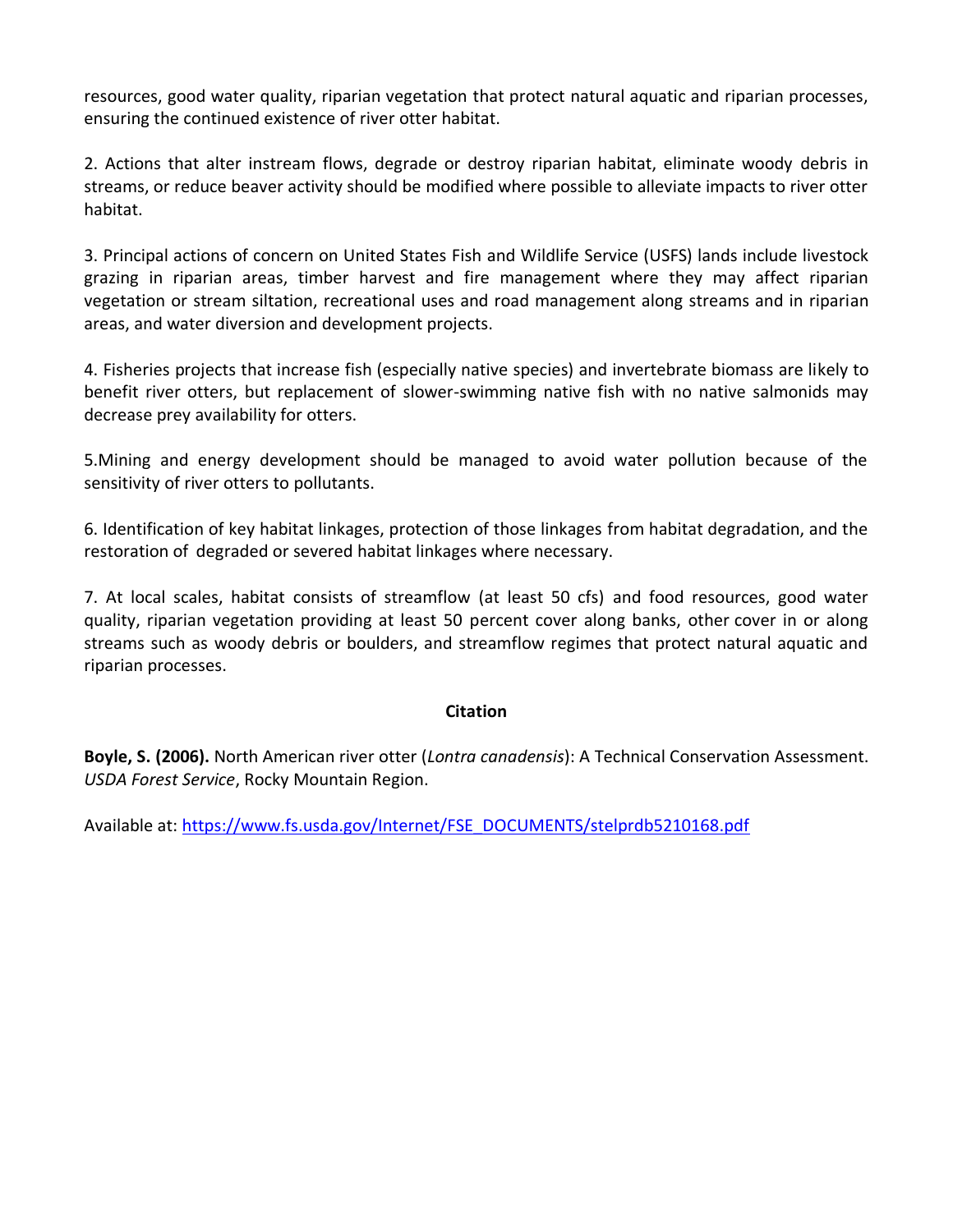resources, good water quality, riparian vegetation that protect natural aquatic and riparian processes, ensuring the continued existence of river otter habitat.

2. Actions that alter instream flows, degrade or destroy riparian habitat, eliminate woody debris in streams, or reduce beaver activity should be modified where possible to alleviate impacts to river otter habitat.

3. Principal actions of concern on United States Fish and Wildlife Service (USFS) lands include livestock grazing in riparian areas, timber harvest and fire management where they may affect riparian vegetation or stream siltation, recreational uses and road management along streams and in riparian areas, and water diversion and development projects.

4. Fisheries projects that increase fish (especially native species) and invertebrate biomass are likely to benefit river otters, but replacement of slower-swimming native fish with no native salmonids may decrease prey availability for otters.

5.Mining and energy development should be managed to avoid water pollution because of the sensitivity of river otters to pollutants.

6. Identification of key habitat linkages, protection of those linkages from habitat degradation, and the restoration of degraded or severed habitat linkages where necessary.

7. At local scales, habitat consists of streamflow (at least 50 cfs) and food resources, good water quality, riparian vegetation providing at least 50 percent cover along banks, other cover in or along streams such as woody debris or boulders, and streamflow regimes that protect natural aquatic and riparian processes.

**Citation**

**Boyle, S. (2006).** North American river otter (*Lontra canadensis*): A Technical Conservation Assessment. *USDA Forest Service*, Rocky Mountain Region.

Available at: https://www.fs.usda.gov/Internet/FSE_DOCUMENTS/stelprdb5210168.pdf